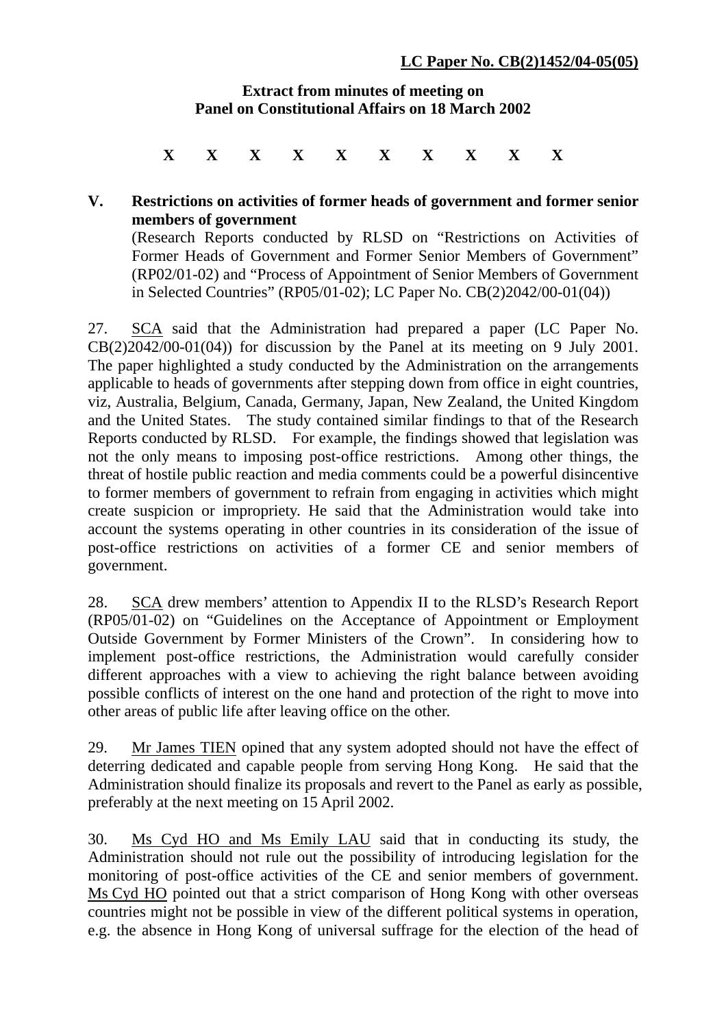**LC Paper No. CB(2)1452/04-05(05)**

**Extract from minutes of meeting on**
**Panel on Constitutional Affairs on 18 March 2002**

**X X X X X X X X X X**

**V. Restrictions on activities of former heads of government and former senior members of government**

(Research Reports conducted by RLSD on "Restrictions on Activities of Former Heads of Government and Former Senior Members of Government" (RP02/01-02) and "Process of Appointment of Senior Members of Government in Selected Countries" (RP05/01-02); LC Paper No. CB(2)2042/00-01(04))

27. SCA said that the Administration had prepared a paper (LC Paper No. CB(2)2042/00-01(04)) for discussion by the Panel at its meeting on 9 July 2001. The paper highlighted a study conducted by the Administration on the arrangements applicable to heads of governments after stepping down from office in eight countries, viz, Australia, Belgium, Canada, Germany, Japan, New Zealand, the United Kingdom and the United States. The study contained similar findings to that of the Research Reports conducted by RLSD. For example, the findings showed that legislation was not the only means to imposing post-office restrictions. Among other things, the threat of hostile public reaction and media comments could be a powerful disincentive to former members of government to refrain from engaging in activities which might create suspicion or impropriety. He said that the Administration would take into account the systems operating in other countries in its consideration of the issue of post-office restrictions on activities of a former CE and senior members of government.

28. SCA drew members' attention to Appendix II to the RLSD's Research Report (RP05/01-02) on "Guidelines on the Acceptance of Appointment or Employment Outside Government by Former Ministers of the Crown". In considering how to implement post-office restrictions, the Administration would carefully consider different approaches with a view to achieving the right balance between avoiding possible conflicts of interest on the one hand and protection of the right to move into other areas of public life after leaving office on the other.

29. Mr James TIEN opined that any system adopted should not have the effect of deterring dedicated and capable people from serving Hong Kong. He said that the Administration should finalize its proposals and revert to the Panel as early as possible, preferably at the next meeting on 15 April 2002.

30. Ms Cyd HO and Ms Emily LAU said that in conducting its study, the Administration should not rule out the possibility of introducing legislation for the monitoring of post-office activities of the CE and senior members of government. Ms Cyd HO pointed out that a strict comparison of Hong Kong with other overseas countries might not be possible in view of the different political systems in operation, e.g. the absence in Hong Kong of universal suffrage for the election of the head of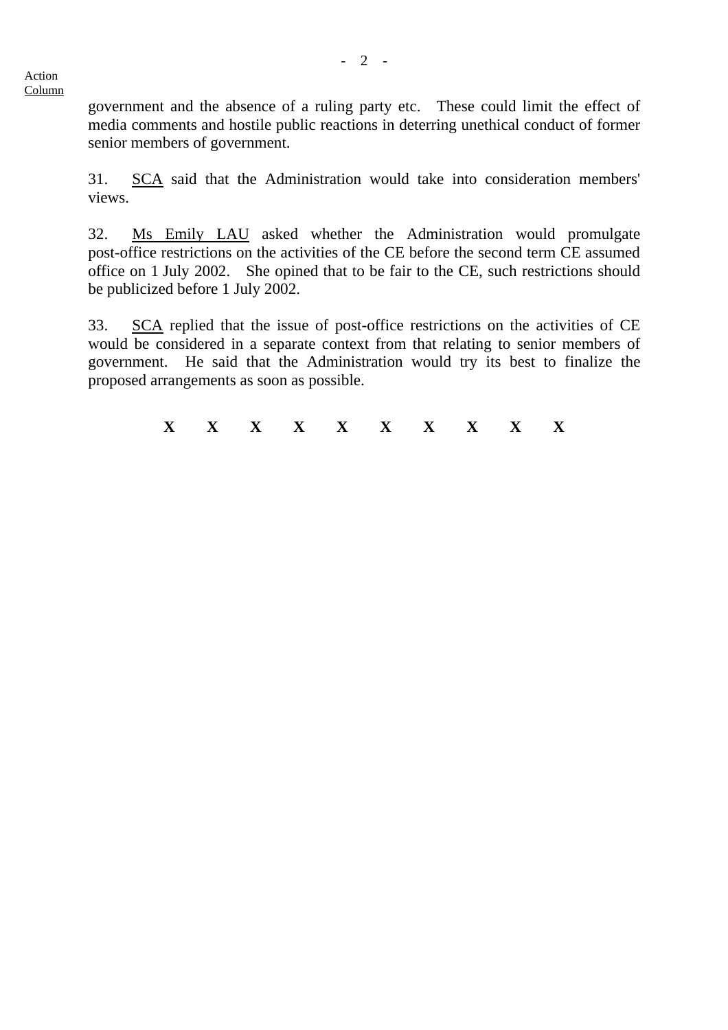Action
Column

government and the absence of a ruling party etc. These could limit the effect of media comments and hostile public reactions in deterring unethical conduct of former senior members of government.

31. SCA said that the Administration would take into consideration members' views.

32. Ms Emily LAU asked whether the Administration would promulgate post-office restrictions on the activities of the CE before the second term CE assumed office on 1 July 2002. She opined that to be fair to the CE, such restrictions should be publicized before 1 July 2002.

33. SCA replied that the issue of post-office restrictions on the activities of CE would be considered in a separate context from that relating to senior members of government. He said that the Administration would try its best to finalize the proposed arrangements as soon as possible.

**X X X X X X X X X X**